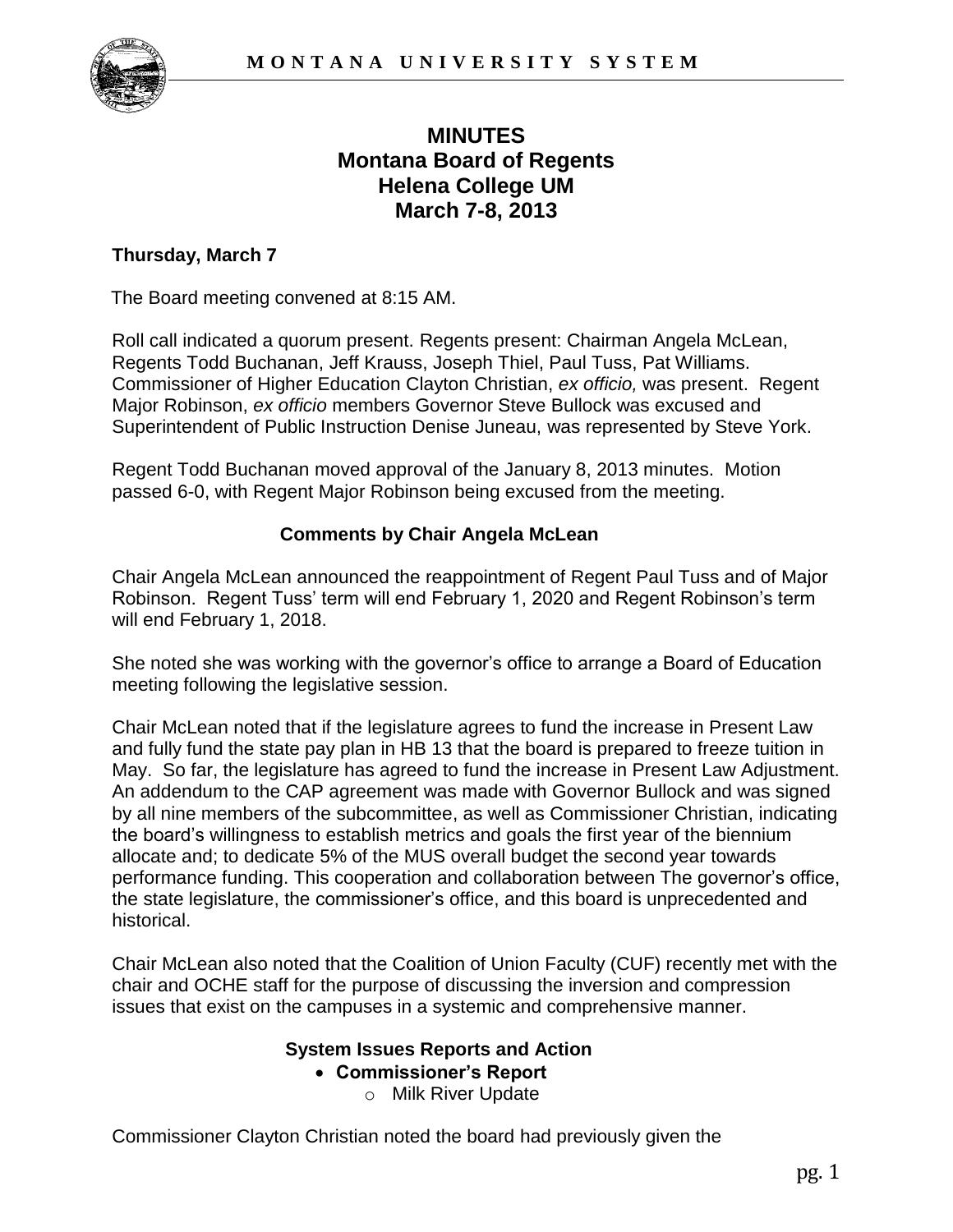# MINUTES
## Montana Board of Regents
## Helena College UM
## March 7-8, 2013

**Thursday, March 7**

The Board meeting convened at 8:15 AM.

Roll call indicated a quorum present. Regents present: Chairman Angela McLean, Regents Todd Buchanan, Jeff Krauss, Joseph Thiel, Paul Tuss, Pat Williams. Commissioner of Higher Education Clayton Christian, *ex officio,* was present. Regent Major Robinson, *ex officio* members Governor Steve Bullock was excused and Superintendent of Public Instruction Denise Juneau, was represented by Steve York.

Regent Todd Buchanan moved approval of the January 8, 2013 minutes. Motion passed 6-0, with Regent Major Robinson being excused from the meeting.

### Comments by Chair Angela McLean

Chair Angela McLean announced the reappointment of Regent Paul Tuss and of Major Robinson. Regent Tuss' term will end February 1, 2020 and Regent Robinson's term will end February 1, 2018.

She noted she was working with the governor's office to arrange a Board of Education meeting following the legislative session.

Chair McLean noted that if the legislature agrees to fund the increase in Present Law and fully fund the state pay plan in HB 13 that the board is prepared to freeze tuition in May. So far, the legislature has agreed to fund the increase in Present Law Adjustment. An addendum to the CAP agreement was made with Governor Bullock and was signed by all nine members of the subcommittee, as well as Commissioner Christian, indicating the board's willingness to establish metrics and goals the first year of the biennium allocate and; to dedicate 5% of the MUS overall budget the second year towards performance funding. This cooperation and collaboration between The governor's office, the state legislature, the commissioner's office, and this board is unprecedented and historical.

Chair McLean also noted that the Coalition of Union Faculty (CUF) recently met with the chair and OCHE staff for the purpose of discussing the inversion and compression issues that exist on the campuses in a systemic and comprehensive manner.

### System Issues Reports and Action

- **Commissioner's Report**
  - Milk River Update

Commissioner Clayton Christian noted the board had previously given the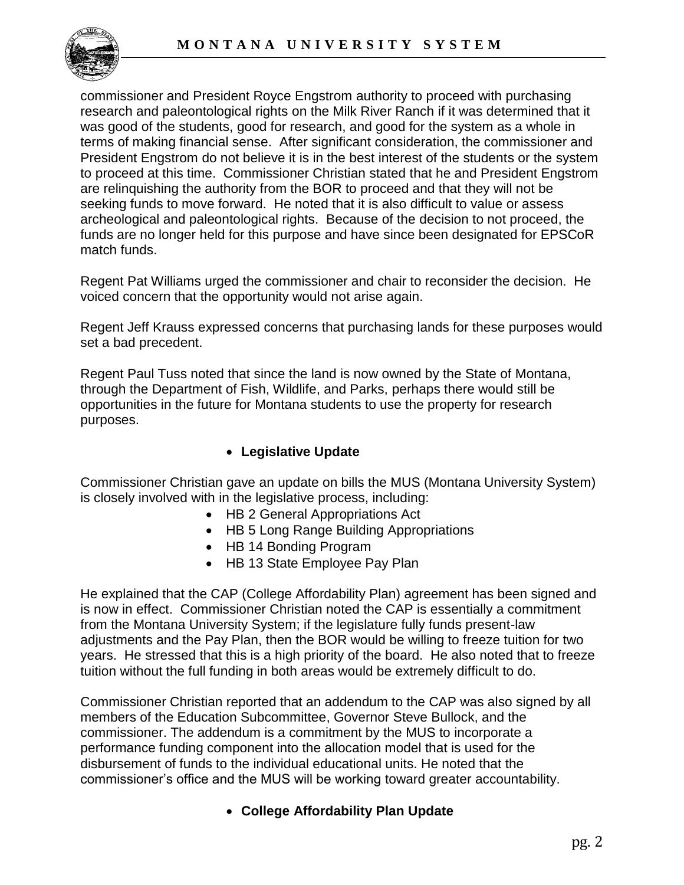commissioner and President Royce Engstrom authority to proceed with purchasing research and paleontological rights on the Milk River Ranch if it was determined that it was good of the students, good for research, and good for the system as a whole in terms of making financial sense. After significant consideration, the commissioner and President Engstrom do not believe it is in the best interest of the students or the system to proceed at this time. Commissioner Christian stated that he and President Engstrom are relinquishing the authority from the BOR to proceed and that they will not be seeking funds to move forward. He noted that it is also difficult to value or assess archeological and paleontological rights. Because of the decision to not proceed, the funds are no longer held for this purpose and have since been designated for EPSCoR match funds.

Regent Pat Williams urged the commissioner and chair to reconsider the decision. He voiced concern that the opportunity would not arise again.

Regent Jeff Krauss expressed concerns that purchasing lands for these purposes would set a bad precedent.

Regent Paul Tuss noted that since the land is now owned by the State of Montana, through the Department of Fish, Wildlife, and Parks, perhaps there would still be opportunities in the future for Montana students to use the property for research purposes.

- **Legislative Update**

Commissioner Christian gave an update on bills the MUS (Montana University System) is closely involved with in the legislative process, including:

- HB 2 General Appropriations Act
- HB 5 Long Range Building Appropriations
- HB 14 Bonding Program
- HB 13 State Employee Pay Plan

He explained that the CAP (College Affordability Plan) agreement has been signed and is now in effect. Commissioner Christian noted the CAP is essentially a commitment from the Montana University System; if the legislature fully funds present-law adjustments and the Pay Plan, then the BOR would be willing to freeze tuition for two years. He stressed that this is a high priority of the board. He also noted that to freeze tuition without the full funding in both areas would be extremely difficult to do.

Commissioner Christian reported that an addendum to the CAP was also signed by all members of the Education Subcommittee, Governor Steve Bullock, and the commissioner. The addendum is a commitment by the MUS to incorporate a performance funding component into the allocation model that is used for the disbursement of funds to the individual educational units. He noted that the commissioner's office and the MUS will be working toward greater accountability.

- **College Affordability Plan Update**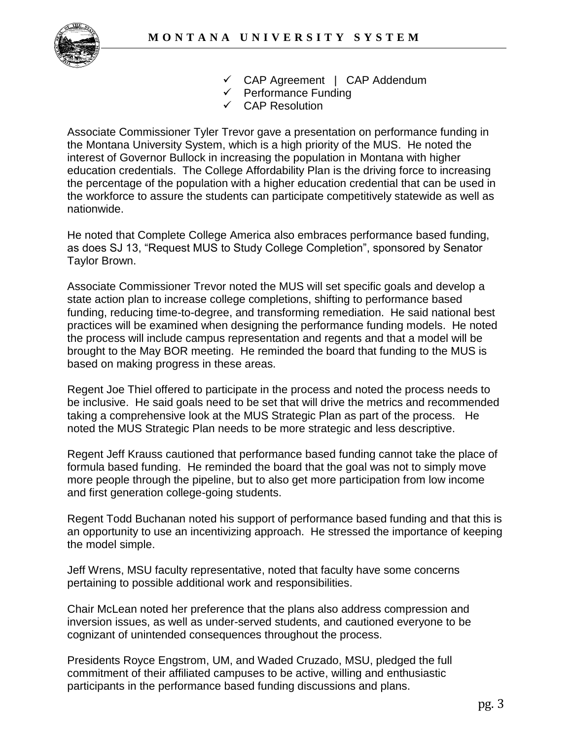- ✓ CAP Agreement | CAP Addendum
- ✓ Performance Funding
- ✓ CAP Resolution

Associate Commissioner Tyler Trevor gave a presentation on performance funding in the Montana University System, which is a high priority of the MUS. He noted the interest of Governor Bullock in increasing the population in Montana with higher education credentials. The College Affordability Plan is the driving force to increasing the percentage of the population with a higher education credential that can be used in the workforce to assure the students can participate competitively statewide as well as nationwide.

He noted that Complete College America also embraces performance based funding, as does SJ 13, "Request MUS to Study College Completion", sponsored by Senator Taylor Brown.

Associate Commissioner Trevor noted the MUS will set specific goals and develop a state action plan to increase college completions, shifting to performance based funding, reducing time-to-degree, and transforming remediation. He said national best practices will be examined when designing the performance funding models. He noted the process will include campus representation and regents and that a model will be brought to the May BOR meeting. He reminded the board that funding to the MUS is based on making progress in these areas.

Regent Joe Thiel offered to participate in the process and noted the process needs to be inclusive. He said goals need to be set that will drive the metrics and recommended taking a comprehensive look at the MUS Strategic Plan as part of the process. He noted the MUS Strategic Plan needs to be more strategic and less descriptive.

Regent Jeff Krauss cautioned that performance based funding cannot take the place of formula based funding. He reminded the board that the goal was not to simply move more people through the pipeline, but to also get more participation from low income and first generation college-going students.

Regent Todd Buchanan noted his support of performance based funding and that this is an opportunity to use an incentivizing approach. He stressed the importance of keeping the model simple.

Jeff Wrens, MSU faculty representative, noted that faculty have some concerns pertaining to possible additional work and responsibilities.

Chair McLean noted her preference that the plans also address compression and inversion issues, as well as under-served students, and cautioned everyone to be cognizant of unintended consequences throughout the process.

Presidents Royce Engstrom, UM, and Waded Cruzado, MSU, pledged the full commitment of their affiliated campuses to be active, willing and enthusiastic participants in the performance based funding discussions and plans.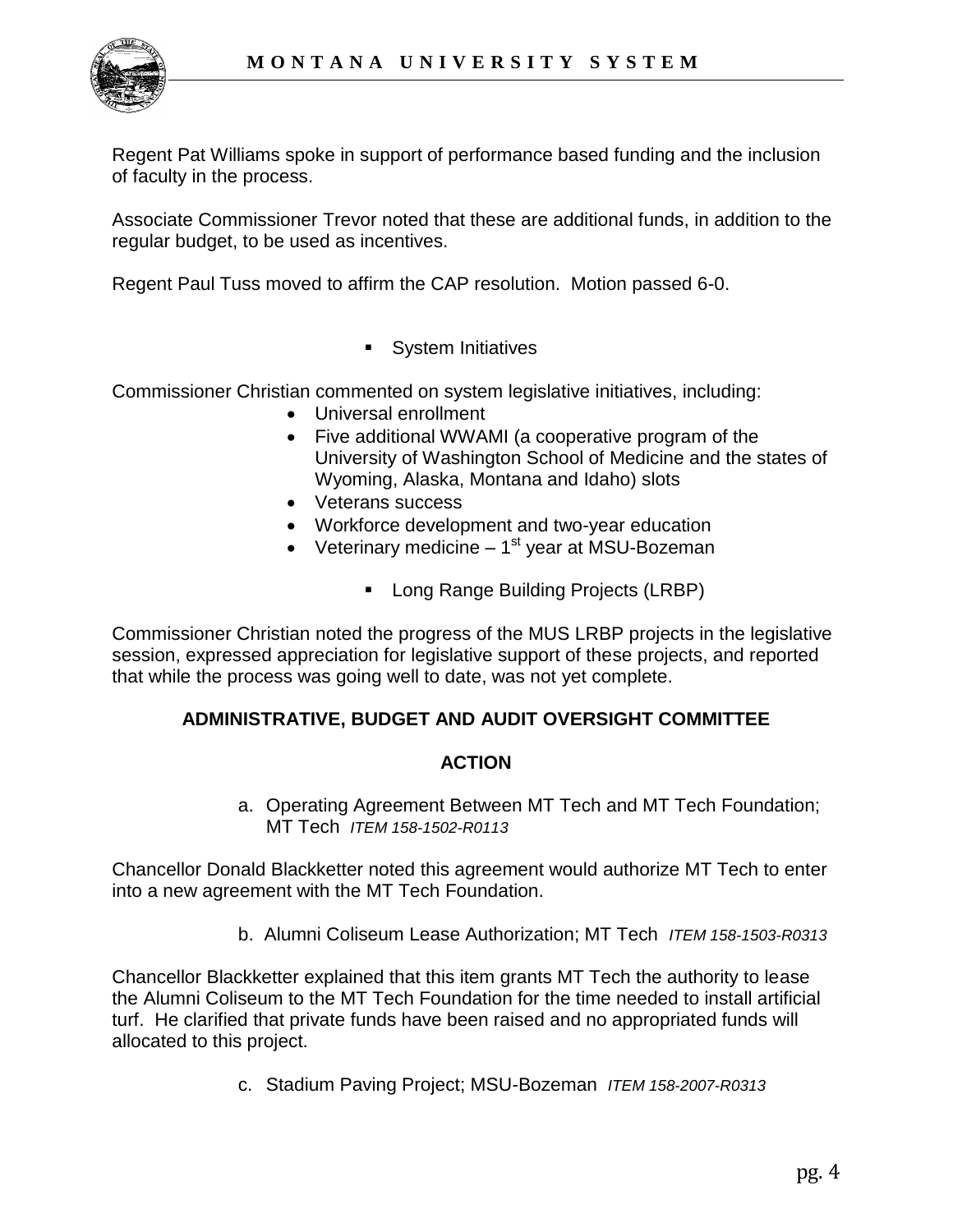Regent Pat Williams spoke in support of performance based funding and the inclusion of faculty in the process.

Associate Commissioner Trevor noted that these are additional funds, in addition to the regular budget, to be used as incentives.

Regent Paul Tuss moved to affirm the CAP resolution. Motion passed 6-0.

- System Initiatives

Commissioner Christian commented on system legislative initiatives, including:

- Universal enrollment
- Five additional WWAMI (a cooperative program of the University of Washington School of Medicine and the states of Wyoming, Alaska, Montana and Idaho) slots
- Veterans success
- Workforce development and two-year education
- Veterinary medicine – 1st year at MSU-Bozeman

- Long Range Building Projects (LRBP)

Commissioner Christian noted the progress of the MUS LRBP projects in the legislative session, expressed appreciation for legislative support of these projects, and reported that while the process was going well to date, was not yet complete.

## ADMINISTRATIVE, BUDGET AND AUDIT OVERSIGHT COMMITTEE

### ACTION

a. Operating Agreement Between MT Tech and MT Tech Foundation; MT Tech *ITEM 158-1502-R0113*

Chancellor Donald Blackketter noted this agreement would authorize MT Tech to enter into a new agreement with the MT Tech Foundation.

b. Alumni Coliseum Lease Authorization; MT Tech *ITEM 158-1503-R0313*

Chancellor Blackketter explained that this item grants MT Tech the authority to lease the Alumni Coliseum to the MT Tech Foundation for the time needed to install artificial turf. He clarified that private funds have been raised and no appropriated funds will allocated to this project.

c. Stadium Paving Project; MSU-Bozeman *ITEM 158-2007-R0313*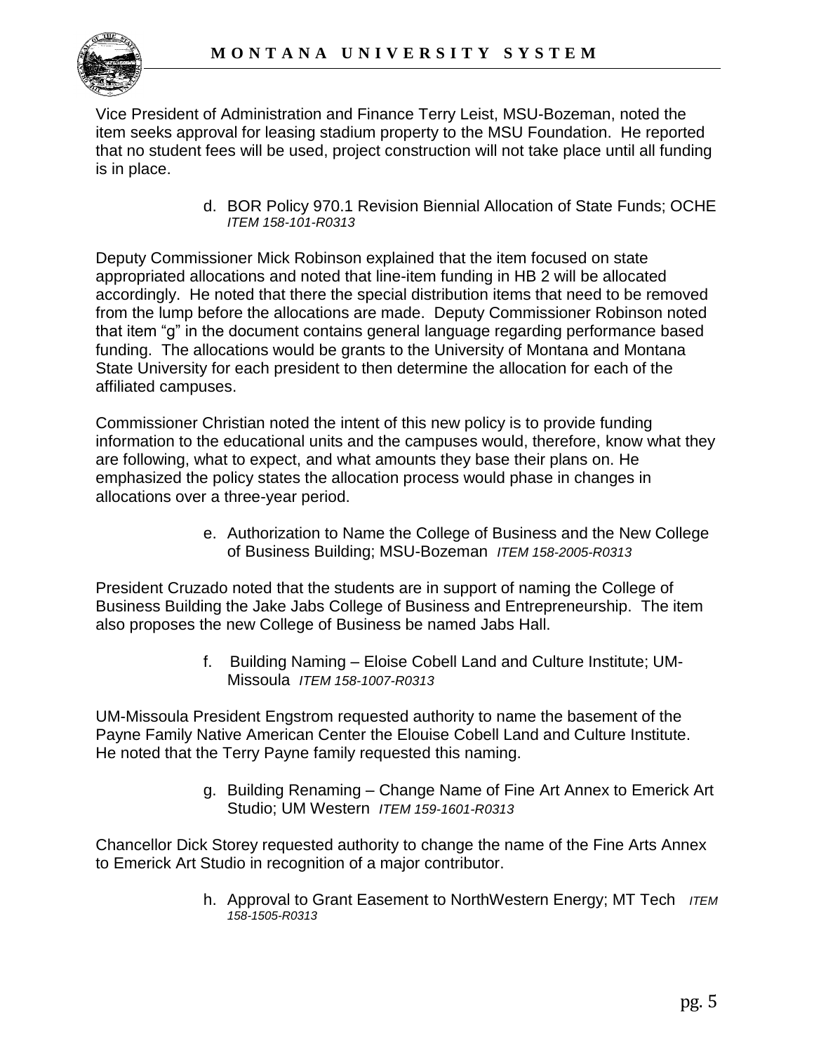Vice President of Administration and Finance Terry Leist, MSU-Bozeman, noted the item seeks approval for leasing stadium property to the MSU Foundation. He reported that no student fees will be used, project construction will not take place until all funding is in place.

d. BOR Policy 970.1 Revision Biennial Allocation of State Funds; OCHE *ITEM 158-101-R0313*

Deputy Commissioner Mick Robinson explained that the item focused on state appropriated allocations and noted that line-item funding in HB 2 will be allocated accordingly. He noted that there the special distribution items that need to be removed from the lump before the allocations are made. Deputy Commissioner Robinson noted that item "g" in the document contains general language regarding performance based funding. The allocations would be grants to the University of Montana and Montana State University for each president to then determine the allocation for each of the affiliated campuses.

Commissioner Christian noted the intent of this new policy is to provide funding information to the educational units and the campuses would, therefore, know what they are following, what to expect, and what amounts they base their plans on. He emphasized the policy states the allocation process would phase in changes in allocations over a three-year period.

e. Authorization to Name the College of Business and the New College of Business Building; MSU-Bozeman *ITEM 158-2005-R0313*

President Cruzado noted that the students are in support of naming the College of Business Building the Jake Jabs College of Business and Entrepreneurship. The item also proposes the new College of Business be named Jabs Hall.

f. Building Naming – Eloise Cobell Land and Culture Institute; UM-Missoula *ITEM 158-1007-R0313*

UM-Missoula President Engstrom requested authority to name the basement of the Payne Family Native American Center the Elouise Cobell Land and Culture Institute. He noted that the Terry Payne family requested this naming.

g. Building Renaming – Change Name of Fine Art Annex to Emerick Art Studio; UM Western *ITEM 159-1601-R0313*

Chancellor Dick Storey requested authority to change the name of the Fine Arts Annex to Emerick Art Studio in recognition of a major contributor.

h. Approval to Grant Easement to NorthWestern Energy; MT Tech *ITEM 158-1505-R0313*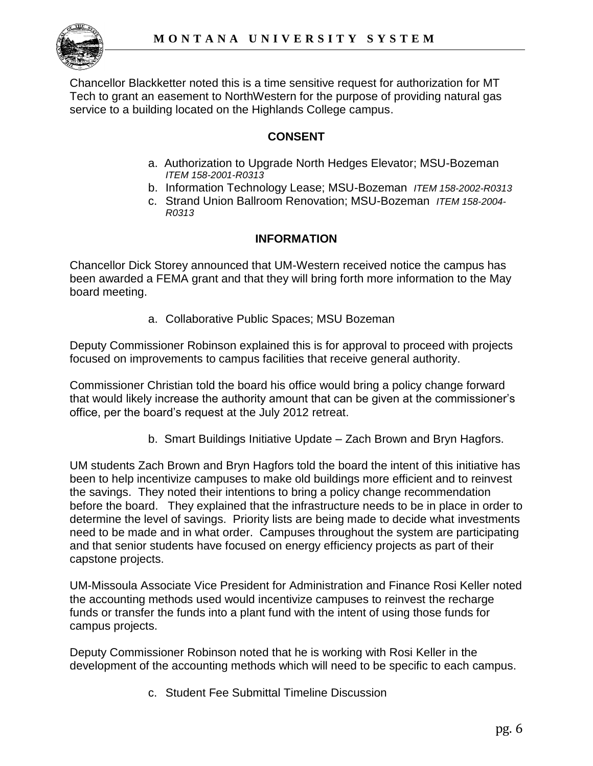Chancellor Blackketter noted this is a time sensitive request for authorization for MT Tech to grant an easement to NorthWestern for the purpose of providing natural gas service to a building located on the Highlands College campus.

**CONSENT**

a. Authorization to Upgrade North Hedges Elevator; MSU-Bozeman *ITEM 158-2001-R0313*
b. Information Technology Lease; MSU-Bozeman *ITEM 158-2002-R0313*
c. Strand Union Ballroom Renovation; MSU-Bozeman *ITEM 158-2004-R0313*

**INFORMATION**

Chancellor Dick Storey announced that UM-Western received notice the campus has been awarded a FEMA grant and that they will bring forth more information to the May board meeting.

a. Collaborative Public Spaces; MSU Bozeman

Deputy Commissioner Robinson explained this is for approval to proceed with projects focused on improvements to campus facilities that receive general authority.

Commissioner Christian told the board his office would bring a policy change forward that would likely increase the authority amount that can be given at the commissioner's office, per the board's request at the July 2012 retreat.

b. Smart Buildings Initiative Update – Zach Brown and Bryn Hagfors.

UM students Zach Brown and Bryn Hagfors told the board the intent of this initiative has been to help incentivize campuses to make old buildings more efficient and to reinvest the savings. They noted their intentions to bring a policy change recommendation before the board. They explained that the infrastructure needs to be in place in order to determine the level of savings. Priority lists are being made to decide what investments need to be made and in what order. Campuses throughout the system are participating and that senior students have focused on energy efficiency projects as part of their capstone projects.

UM-Missoula Associate Vice President for Administration and Finance Rosi Keller noted the accounting methods used would incentivize campuses to reinvest the recharge funds or transfer the funds into a plant fund with the intent of using those funds for campus projects.

Deputy Commissioner Robinson noted that he is working with Rosi Keller in the development of the accounting methods which will need to be specific to each campus.

c. Student Fee Submittal Timeline Discussion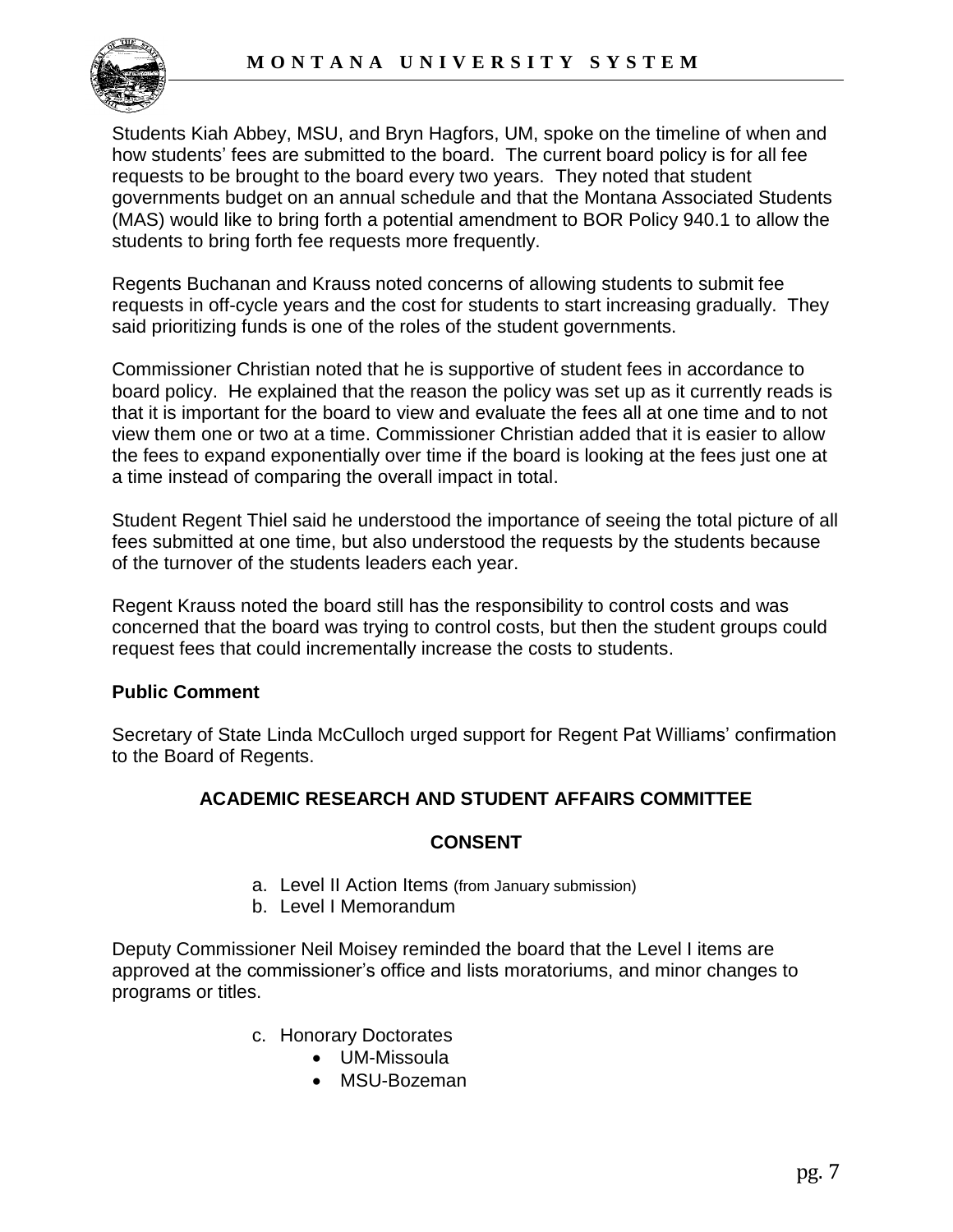Students Kiah Abbey, MSU, and Bryn Hagfors, UM, spoke on the timeline of when and how students' fees are submitted to the board. The current board policy is for all fee requests to be brought to the board every two years. They noted that student governments budget on an annual schedule and that the Montana Associated Students (MAS) would like to bring forth a potential amendment to BOR Policy 940.1 to allow the students to bring forth fee requests more frequently.

Regents Buchanan and Krauss noted concerns of allowing students to submit fee requests in off-cycle years and the cost for students to start increasing gradually. They said prioritizing funds is one of the roles of the student governments.

Commissioner Christian noted that he is supportive of student fees in accordance to board policy. He explained that the reason the policy was set up as it currently reads is that it is important for the board to view and evaluate the fees all at one time and to not view them one or two at a time. Commissioner Christian added that it is easier to allow the fees to expand exponentially over time if the board is looking at the fees just one at a time instead of comparing the overall impact in total.

Student Regent Thiel said he understood the importance of seeing the total picture of all fees submitted at one time, but also understood the requests by the students because of the turnover of the students leaders each year.

Regent Krauss noted the board still has the responsibility to control costs and was concerned that the board was trying to control costs, but then the student groups could request fees that could incrementally increase the costs to students.

**Public Comment**

Secretary of State Linda McCulloch urged support for Regent Pat Williams' confirmation to the Board of Regents.

## ACADEMIC RESEARCH AND STUDENT AFFAIRS COMMITTEE

### CONSENT

a. Level II Action Items (from January submission)
b. Level I Memorandum

Deputy Commissioner Neil Moisey reminded the board that the Level I items are approved at the commissioner's office and lists moratoriums, and minor changes to programs or titles.

c. Honorary Doctorates
   - UM-Missoula
   - MSU-Bozeman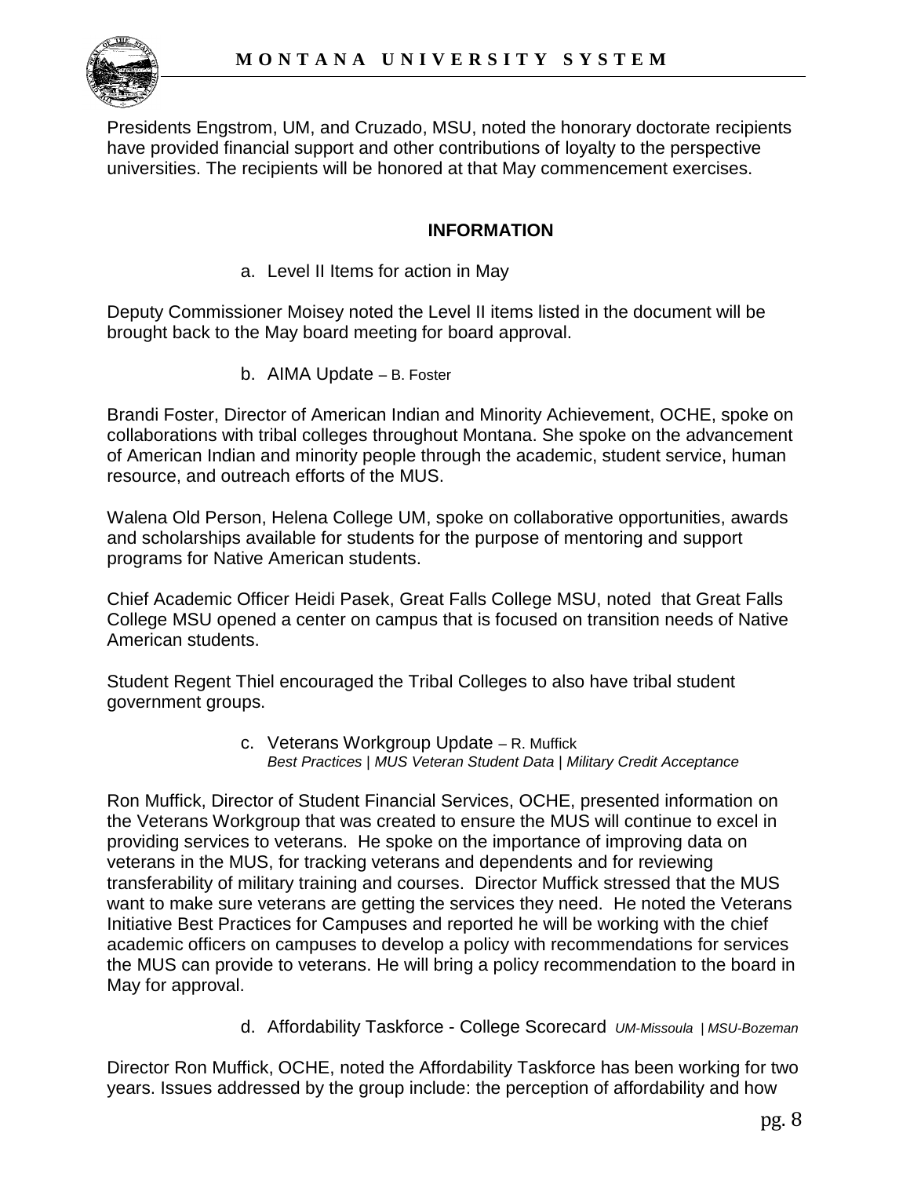Presidents Engstrom, UM, and Cruzado, MSU, noted the honorary doctorate recipients have provided financial support and other contributions of loyalty to the perspective universities. The recipients will be honored at that May commencement exercises.

## INFORMATION

a. Level II Items for action in May

Deputy Commissioner Moisey noted the Level II items listed in the document will be brought back to the May board meeting for board approval.

b. AIMA Update – B. Foster

Brandi Foster, Director of American Indian and Minority Achievement, OCHE, spoke on collaborations with tribal colleges throughout Montana. She spoke on the advancement of American Indian and minority people through the academic, student service, human resource, and outreach efforts of the MUS.

Walena Old Person, Helena College UM, spoke on collaborative opportunities, awards and scholarships available for students for the purpose of mentoring and support programs for Native American students.

Chief Academic Officer Heidi Pasek, Great Falls College MSU, noted that Great Falls College MSU opened a center on campus that is focused on transition needs of Native American students.

Student Regent Thiel encouraged the Tribal Colleges to also have tribal student government groups.

c. Veterans Workgroup Update – R. Muffick
*Best Practices | MUS Veteran Student Data | Military Credit Acceptance*

Ron Muffick, Director of Student Financial Services, OCHE, presented information on the Veterans Workgroup that was created to ensure the MUS will continue to excel in providing services to veterans. He spoke on the importance of improving data on veterans in the MUS, for tracking veterans and dependents and for reviewing transferability of military training and courses. Director Muffick stressed that the MUS want to make sure veterans are getting the services they need. He noted the Veterans Initiative Best Practices for Campuses and reported he will be working with the chief academic officers on campuses to develop a policy with recommendations for services the MUS can provide to veterans. He will bring a policy recommendation to the board in May for approval.

d. Affordability Taskforce - College Scorecard *UM-Missoula | MSU-Bozeman*

Director Ron Muffick, OCHE, noted the Affordability Taskforce has been working for two years. Issues addressed by the group include: the perception of affordability and how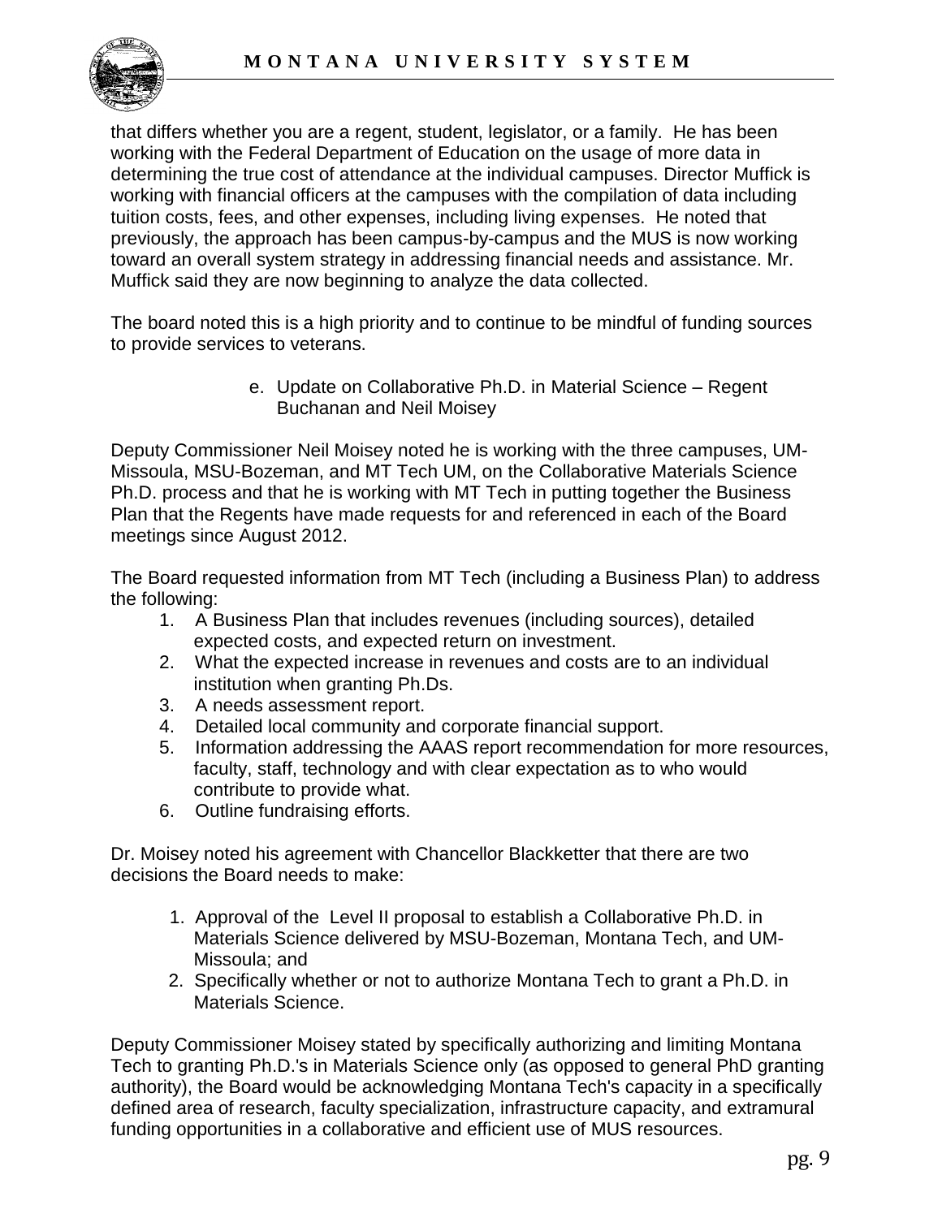that differs whether you are a regent, student, legislator, or a family. He has been working with the Federal Department of Education on the usage of more data in determining the true cost of attendance at the individual campuses. Director Muffick is working with financial officers at the campuses with the compilation of data including tuition costs, fees, and other expenses, including living expenses. He noted that previously, the approach has been campus-by-campus and the MUS is now working toward an overall system strategy in addressing financial needs and assistance. Mr. Muffick said they are now beginning to analyze the data collected.

The board noted this is a high priority and to continue to be mindful of funding sources to provide services to veterans.

e. Update on Collaborative Ph.D. in Material Science – Regent Buchanan and Neil Moisey

Deputy Commissioner Neil Moisey noted he is working with the three campuses, UM-Missoula, MSU-Bozeman, and MT Tech UM, on the Collaborative Materials Science Ph.D. process and that he is working with MT Tech in putting together the Business Plan that the Regents have made requests for and referenced in each of the Board meetings since August 2012.

The Board requested information from MT Tech (including a Business Plan) to address the following:

1. A Business Plan that includes revenues (including sources), detailed expected costs, and expected return on investment.
2. What the expected increase in revenues and costs are to an individual institution when granting Ph.Ds.
3. A needs assessment report.
4. Detailed local community and corporate financial support.
5. Information addressing the AAAS report recommendation for more resources, faculty, staff, technology and with clear expectation as to who would contribute to provide what.
6. Outline fundraising efforts.

Dr. Moisey noted his agreement with Chancellor Blackketter that there are two decisions the Board needs to make:

1. Approval of the Level II proposal to establish a Collaborative Ph.D. in Materials Science delivered by MSU-Bozeman, Montana Tech, and UM-Missoula; and
2. Specifically whether or not to authorize Montana Tech to grant a Ph.D. in Materials Science.

Deputy Commissioner Moisey stated by specifically authorizing and limiting Montana Tech to granting Ph.D.'s in Materials Science only (as opposed to general PhD granting authority), the Board would be acknowledging Montana Tech's capacity in a specifically defined area of research, faculty specialization, infrastructure capacity, and extramural funding opportunities in a collaborative and efficient use of MUS resources.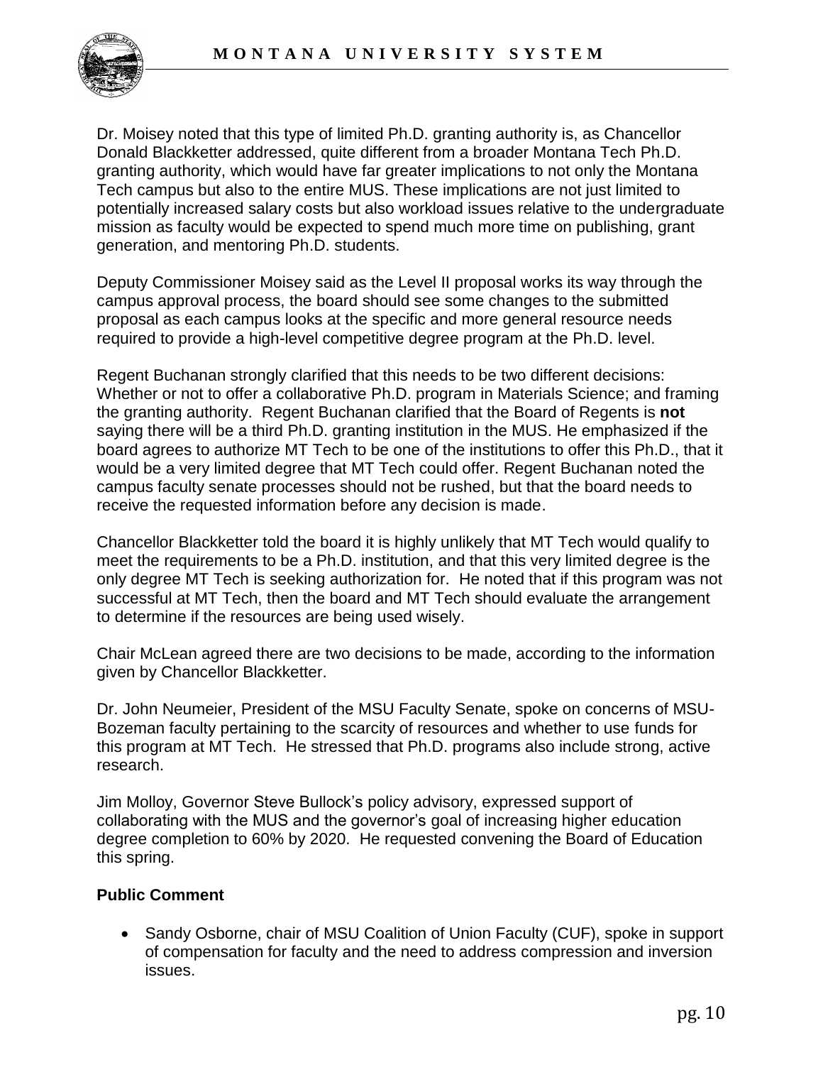Dr. Moisey noted that this type of limited Ph.D. granting authority is, as Chancellor Donald Blackketter addressed, quite different from a broader Montana Tech Ph.D. granting authority, which would have far greater implications to not only the Montana Tech campus but also to the entire MUS. These implications are not just limited to potentially increased salary costs but also workload issues relative to the undergraduate mission as faculty would be expected to spend much more time on publishing, grant generation, and mentoring Ph.D. students.

Deputy Commissioner Moisey said as the Level II proposal works its way through the campus approval process, the board should see some changes to the submitted proposal as each campus looks at the specific and more general resource needs required to provide a high-level competitive degree program at the Ph.D. level.

Regent Buchanan strongly clarified that this needs to be two different decisions: Whether or not to offer a collaborative Ph.D. program in Materials Science; and framing the granting authority. Regent Buchanan clarified that the Board of Regents is **not** saying there will be a third Ph.D. granting institution in the MUS. He emphasized if the board agrees to authorize MT Tech to be one of the institutions to offer this Ph.D., that it would be a very limited degree that MT Tech could offer. Regent Buchanan noted the campus faculty senate processes should not be rushed, but that the board needs to receive the requested information before any decision is made.

Chancellor Blackketter told the board it is highly unlikely that MT Tech would qualify to meet the requirements to be a Ph.D. institution, and that this very limited degree is the only degree MT Tech is seeking authorization for. He noted that if this program was not successful at MT Tech, then the board and MT Tech should evaluate the arrangement to determine if the resources are being used wisely.

Chair McLean agreed there are two decisions to be made, according to the information given by Chancellor Blackketter.

Dr. John Neumeier, President of the MSU Faculty Senate, spoke on concerns of MSU-Bozeman faculty pertaining to the scarcity of resources and whether to use funds for this program at MT Tech. He stressed that Ph.D. programs also include strong, active research.

Jim Molloy, Governor Steve Bullock's policy advisory, expressed support of collaborating with the MUS and the governor's goal of increasing higher education degree completion to 60% by 2020. He requested convening the Board of Education this spring.

**Public Comment**

- Sandy Osborne, chair of MSU Coalition of Union Faculty (CUF), spoke in support of compensation for faculty and the need to address compression and inversion issues.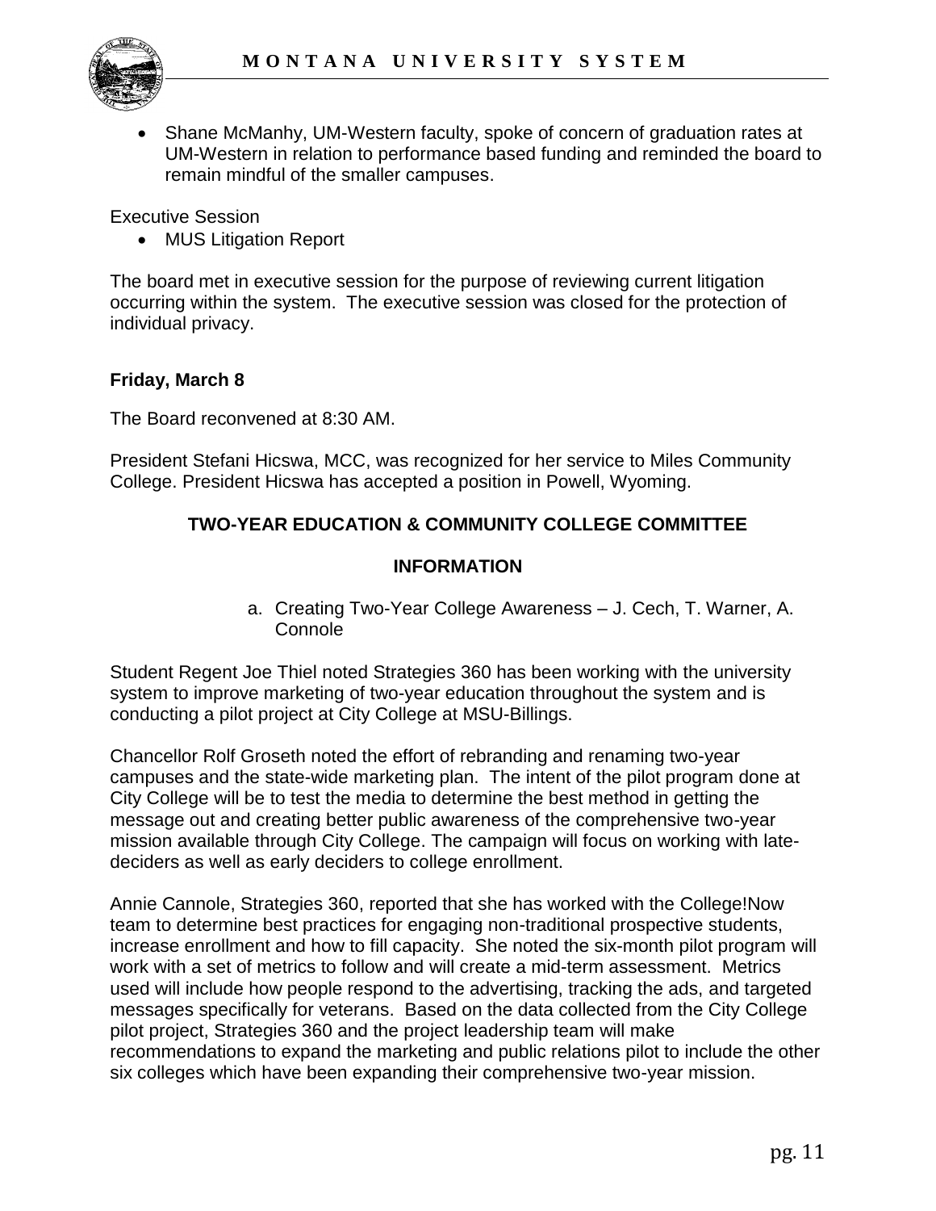- Shane McManhy, UM-Western faculty, spoke of concern of graduation rates at UM-Western in relation to performance based funding and reminded the board to remain mindful of the smaller campuses.

Executive Session

- MUS Litigation Report

The board met in executive session for the purpose of reviewing current litigation occurring within the system. The executive session was closed for the protection of individual privacy.

**Friday, March 8**

The Board reconvened at 8:30 AM.

President Stefani Hicswa, MCC, was recognized for her service to Miles Community College. President Hicswa has accepted a position in Powell, Wyoming.

## TWO-YEAR EDUCATION & COMMUNITY COLLEGE COMMITTEE

### INFORMATION

a. Creating Two-Year College Awareness – J. Cech, T. Warner, A. Connole

Student Regent Joe Thiel noted Strategies 360 has been working with the university system to improve marketing of two-year education throughout the system and is conducting a pilot project at City College at MSU-Billings.

Chancellor Rolf Groseth noted the effort of rebranding and renaming two-year campuses and the state-wide marketing plan. The intent of the pilot program done at City College will be to test the media to determine the best method in getting the message out and creating better public awareness of the comprehensive two-year mission available through City College. The campaign will focus on working with late-deciders as well as early deciders to college enrollment.

Annie Cannole, Strategies 360, reported that she has worked with the College!Now team to determine best practices for engaging non-traditional prospective students, increase enrollment and how to fill capacity. She noted the six-month pilot program will work with a set of metrics to follow and will create a mid-term assessment. Metrics used will include how people respond to the advertising, tracking the ads, and targeted messages specifically for veterans. Based on the data collected from the City College pilot project, Strategies 360 and the project leadership team will make recommendations to expand the marketing and public relations pilot to include the other six colleges which have been expanding their comprehensive two-year mission.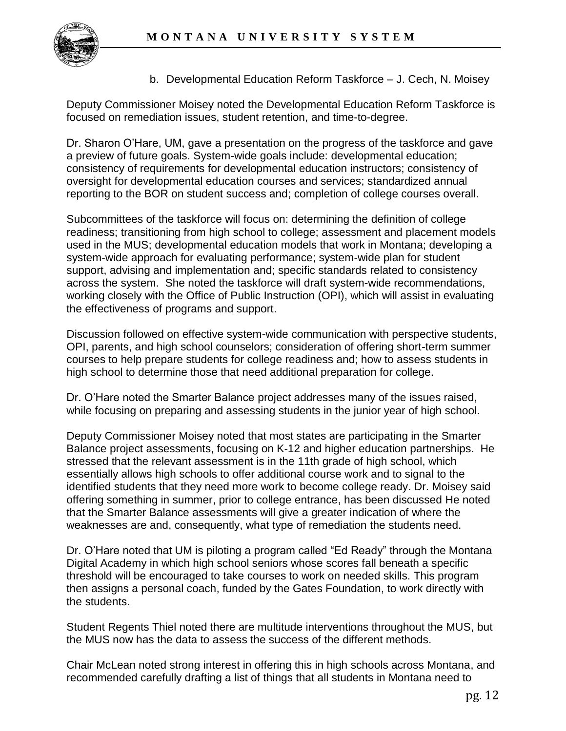b. Developmental Education Reform Taskforce – J. Cech, N. Moisey

Deputy Commissioner Moisey noted the Developmental Education Reform Taskforce is focused on remediation issues, student retention, and time-to-degree.

Dr. Sharon O'Hare, UM, gave a presentation on the progress of the taskforce and gave a preview of future goals. System-wide goals include: developmental education; consistency of requirements for developmental education instructors; consistency of oversight for developmental education courses and services; standardized annual reporting to the BOR on student success and; completion of college courses overall.

Subcommittees of the taskforce will focus on: determining the definition of college readiness; transitioning from high school to college; assessment and placement models used in the MUS; developmental education models that work in Montana; developing a system-wide approach for evaluating performance; system-wide plan for student support, advising and implementation and; specific standards related to consistency across the system. She noted the taskforce will draft system-wide recommendations, working closely with the Office of Public Instruction (OPI), which will assist in evaluating the effectiveness of programs and support.

Discussion followed on effective system-wide communication with perspective students, OPI, parents, and high school counselors; consideration of offering short-term summer courses to help prepare students for college readiness and; how to assess students in high school to determine those that need additional preparation for college.

Dr. O'Hare noted the Smarter Balance project addresses many of the issues raised, while focusing on preparing and assessing students in the junior year of high school.

Deputy Commissioner Moisey noted that most states are participating in the Smarter Balance project assessments, focusing on K-12 and higher education partnerships. He stressed that the relevant assessment is in the 11th grade of high school, which essentially allows high schools to offer additional course work and to signal to the identified students that they need more work to become college ready. Dr. Moisey said offering something in summer, prior to college entrance, has been discussed He noted that the Smarter Balance assessments will give a greater indication of where the weaknesses are and, consequently, what type of remediation the students need.

Dr. O'Hare noted that UM is piloting a program called "Ed Ready" through the Montana Digital Academy in which high school seniors whose scores fall beneath a specific threshold will be encouraged to take courses to work on needed skills. This program then assigns a personal coach, funded by the Gates Foundation, to work directly with the students.

Student Regents Thiel noted there are multitude interventions throughout the MUS, but the MUS now has the data to assess the success of the different methods.

Chair McLean noted strong interest in offering this in high schools across Montana, and recommended carefully drafting a list of things that all students in Montana need to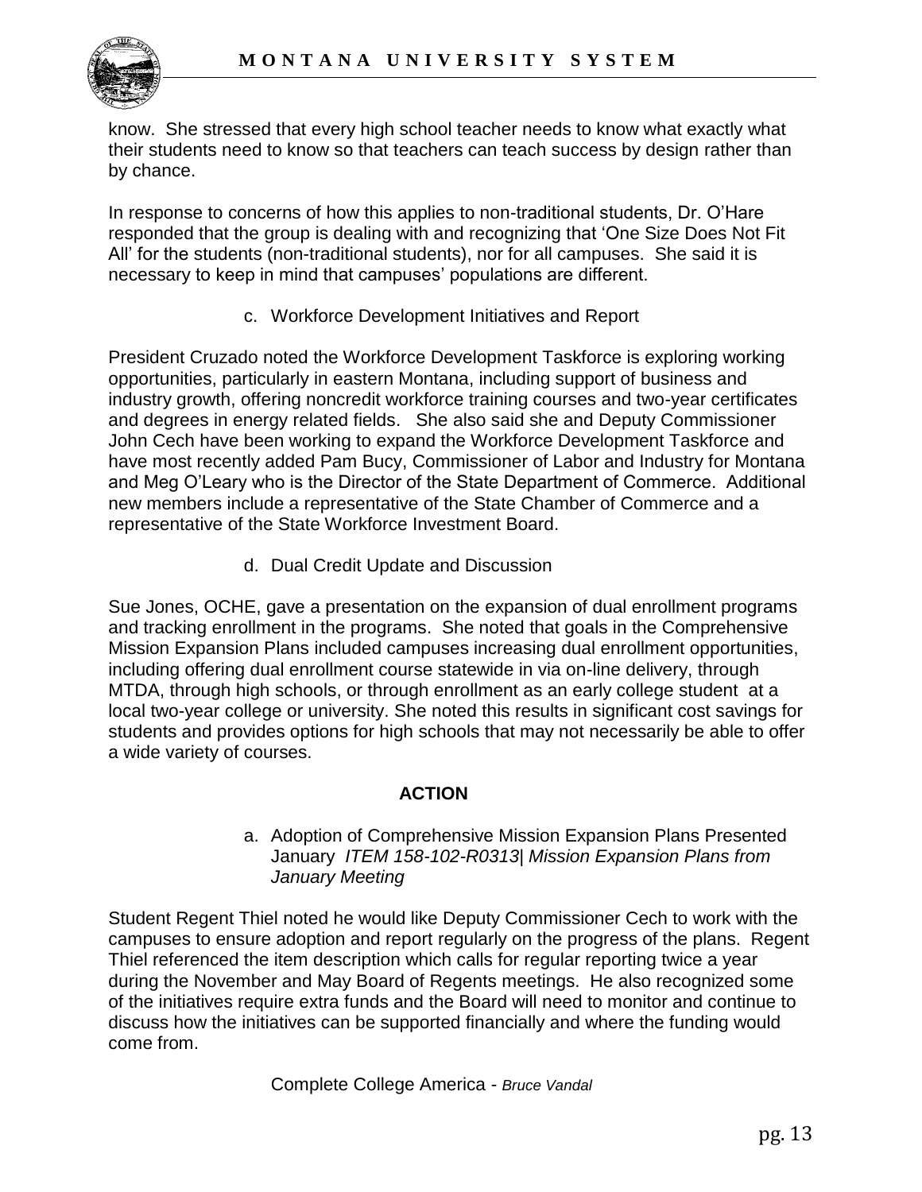know. She stressed that every high school teacher needs to know what exactly what their students need to know so that teachers can teach success by design rather than by chance.

In response to concerns of how this applies to non-traditional students, Dr. O'Hare responded that the group is dealing with and recognizing that 'One Size Does Not Fit All' for the students (non-traditional students), nor for all campuses. She said it is necessary to keep in mind that campuses' populations are different.

c. Workforce Development Initiatives and Report

President Cruzado noted the Workforce Development Taskforce is exploring working opportunities, particularly in eastern Montana, including support of business and industry growth, offering noncredit workforce training courses and two-year certificates and degrees in energy related fields. She also said she and Deputy Commissioner John Cech have been working to expand the Workforce Development Taskforce and have most recently added Pam Bucy, Commissioner of Labor and Industry for Montana and Meg O'Leary who is the Director of the State Department of Commerce. Additional new members include a representative of the State Chamber of Commerce and a representative of the State Workforce Investment Board.

d. Dual Credit Update and Discussion

Sue Jones, OCHE, gave a presentation on the expansion of dual enrollment programs and tracking enrollment in the programs. She noted that goals in the Comprehensive Mission Expansion Plans included campuses increasing dual enrollment opportunities, including offering dual enrollment course statewide in via on-line delivery, through MTDA, through high schools, or through enrollment as an early college student at a local two-year college or university. She noted this results in significant cost savings for students and provides options for high schools that may not necessarily be able to offer a wide variety of courses.

**ACTION**

a. Adoption of Comprehensive Mission Expansion Plans Presented January *ITEM 158-102-R0313| Mission Expansion Plans from January Meeting*

Student Regent Thiel noted he would like Deputy Commissioner Cech to work with the campuses to ensure adoption and report regularly on the progress of the plans. Regent Thiel referenced the item description which calls for regular reporting twice a year during the November and May Board of Regents meetings. He also recognized some of the initiatives require extra funds and the Board will need to monitor and continue to discuss how the initiatives can be supported financially and where the funding would come from.

Complete College America - *Bruce Vandal*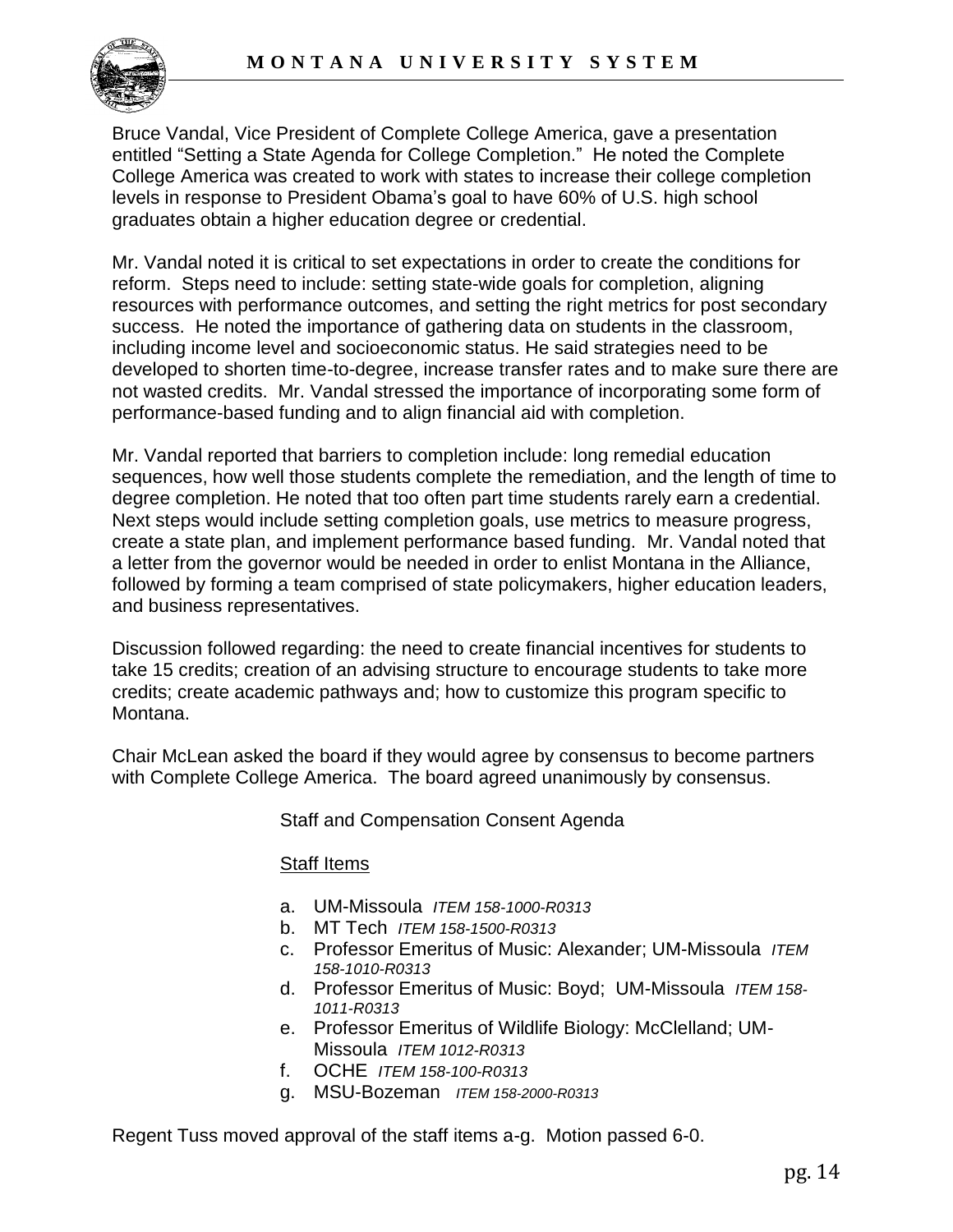Bruce Vandal, Vice President of Complete College America, gave a presentation entitled "Setting a State Agenda for College Completion." He noted the Complete College America was created to work with states to increase their college completion levels in response to President Obama's goal to have 60% of U.S. high school graduates obtain a higher education degree or credential.

Mr. Vandal noted it is critical to set expectations in order to create the conditions for reform. Steps need to include: setting state-wide goals for completion, aligning resources with performance outcomes, and setting the right metrics for post secondary success. He noted the importance of gathering data on students in the classroom, including income level and socioeconomic status. He said strategies need to be developed to shorten time-to-degree, increase transfer rates and to make sure there are not wasted credits. Mr. Vandal stressed the importance of incorporating some form of performance-based funding and to align financial aid with completion.

Mr. Vandal reported that barriers to completion include: long remedial education sequences, how well those students complete the remediation, and the length of time to degree completion. He noted that too often part time students rarely earn a credential. Next steps would include setting completion goals, use metrics to measure progress, create a state plan, and implement performance based funding. Mr. Vandal noted that a letter from the governor would be needed in order to enlist Montana in the Alliance, followed by forming a team comprised of state policymakers, higher education leaders, and business representatives.

Discussion followed regarding: the need to create financial incentives for students to take 15 credits; creation of an advising structure to encourage students to take more credits; create academic pathways and; how to customize this program specific to Montana.

Chair McLean asked the board if they would agree by consensus to become partners with Complete College America. The board agreed unanimously by consensus.

Staff and Compensation Consent Agenda

Staff Items

a. UM-Missoula *ITEM 158-1000-R0313*
b. MT Tech *ITEM 158-1500-R0313*
c. Professor Emeritus of Music: Alexander; UM-Missoula *ITEM 158-1010-R0313*
d. Professor Emeritus of Music: Boyd; UM-Missoula *ITEM 158-1011-R0313*
e. Professor Emeritus of Wildlife Biology: McClelland; UM-Missoula *ITEM 1012-R0313*
f. OCHE *ITEM 158-100-R0313*
g. MSU-Bozeman *ITEM 158-2000-R0313*

Regent Tuss moved approval of the staff items a-g. Motion passed 6-0.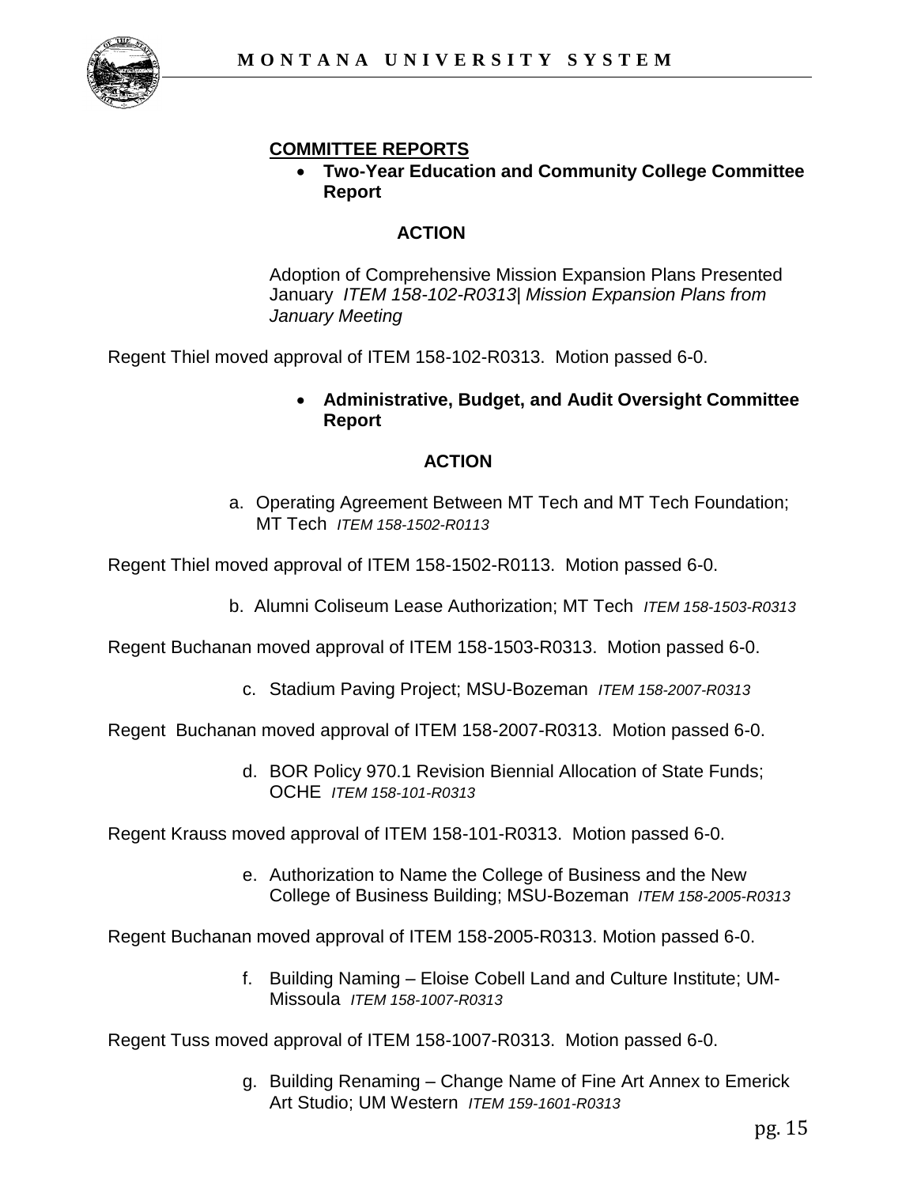**COMMITTEE REPORTS**

- **Two-Year Education and Community College Committee Report**

**ACTION**

Adoption of Comprehensive Mission Expansion Plans Presented January *ITEM 158-102-R0313| Mission Expansion Plans from January Meeting*

Regent Thiel moved approval of ITEM 158-102-R0313. Motion passed 6-0.

- **Administrative, Budget, and Audit Oversight Committee Report**

**ACTION**

a. Operating Agreement Between MT Tech and MT Tech Foundation; MT Tech *ITEM 158-1502-R0113*

Regent Thiel moved approval of ITEM 158-1502-R0113. Motion passed 6-0.

b. Alumni Coliseum Lease Authorization; MT Tech *ITEM 158-1503-R0313*

Regent Buchanan moved approval of ITEM 158-1503-R0313. Motion passed 6-0.

c. Stadium Paving Project; MSU-Bozeman *ITEM 158-2007-R0313*

Regent Buchanan moved approval of ITEM 158-2007-R0313. Motion passed 6-0.

d. BOR Policy 970.1 Revision Biennial Allocation of State Funds; OCHE *ITEM 158-101-R0313*

Regent Krauss moved approval of ITEM 158-101-R0313. Motion passed 6-0.

e. Authorization to Name the College of Business and the New College of Business Building; MSU-Bozeman *ITEM 158-2005-R0313*

Regent Buchanan moved approval of ITEM 158-2005-R0313. Motion passed 6-0.

f. Building Naming – Eloise Cobell Land and Culture Institute; UM-Missoula *ITEM 158-1007-R0313*

Regent Tuss moved approval of ITEM 158-1007-R0313. Motion passed 6-0.

g. Building Renaming – Change Name of Fine Art Annex to Emerick Art Studio; UM Western *ITEM 159-1601-R0313*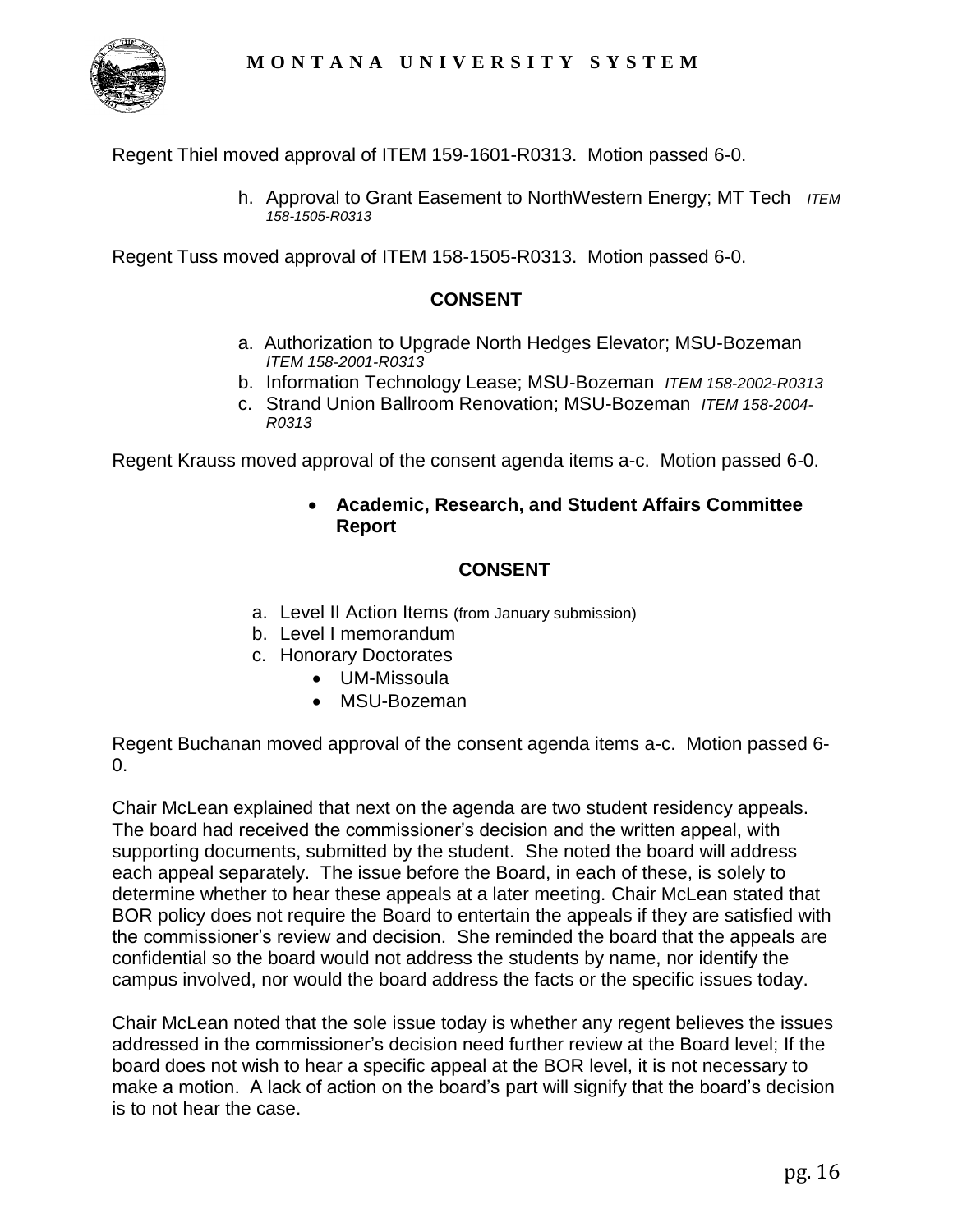Regent Thiel moved approval of ITEM 159-1601-R0313. Motion passed 6-0.

h. Approval to Grant Easement to NorthWestern Energy; MT Tech *ITEM 158-1505-R0313*

Regent Tuss moved approval of ITEM 158-1505-R0313. Motion passed 6-0.

**CONSENT**

a. Authorization to Upgrade North Hedges Elevator; MSU-Bozeman *ITEM 158-2001-R0313*
b. Information Technology Lease; MSU-Bozeman *ITEM 158-2002-R0313*
c. Strand Union Ballroom Renovation; MSU-Bozeman *ITEM 158-2004-R0313*

Regent Krauss moved approval of the consent agenda items a-c. Motion passed 6-0.

- **Academic, Research, and Student Affairs Committee Report**

**CONSENT**

a. Level II Action Items (from January submission)
b. Level I memorandum
c. Honorary Doctorates
    - UM-Missoula
    - MSU-Bozeman

Regent Buchanan moved approval of the consent agenda items a-c. Motion passed 6-0.

Chair McLean explained that next on the agenda are two student residency appeals. The board had received the commissioner's decision and the written appeal, with supporting documents, submitted by the student. She noted the board will address each appeal separately. The issue before the Board, in each of these, is solely to determine whether to hear these appeals at a later meeting. Chair McLean stated that BOR policy does not require the Board to entertain the appeals if they are satisfied with the commissioner's review and decision. She reminded the board that the appeals are confidential so the board would not address the students by name, nor identify the campus involved, nor would the board address the facts or the specific issues today.

Chair McLean noted that the sole issue today is whether any regent believes the issues addressed in the commissioner's decision need further review at the Board level; If the board does not wish to hear a specific appeal at the BOR level, it is not necessary to make a motion. A lack of action on the board's part will signify that the board's decision is to not hear the case.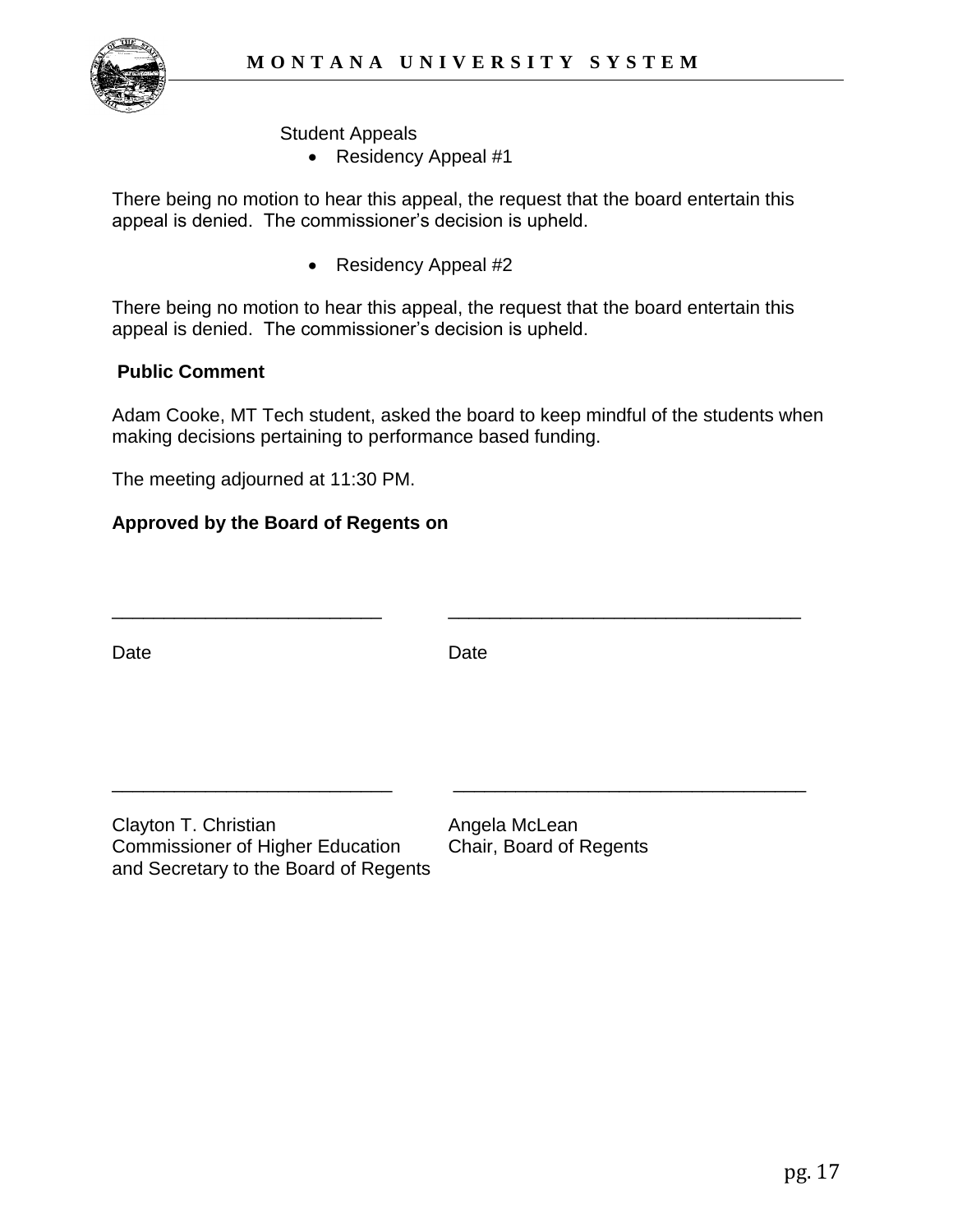Student Appeals

- Residency Appeal #1

There being no motion to hear this appeal, the request that the board entertain this appeal is denied. The commissioner's decision is upheld.

- Residency Appeal #2

There being no motion to hear this appeal, the request that the board entertain this appeal is denied. The commissioner's decision is upheld.

**Public Comment**

Adam Cooke, MT Tech student, asked the board to keep mindful of the students when making decisions pertaining to performance based funding.

The meeting adjourned at 11:30 PM.

**Approved by the Board of Regents on**

___________________________ ___________________________

Date Date

___________________________ ___________________________

Clayton T. Christian
Commissioner of Higher Education
and Secretary to the Board of Regents

Angela McLean
Chair, Board of Regents